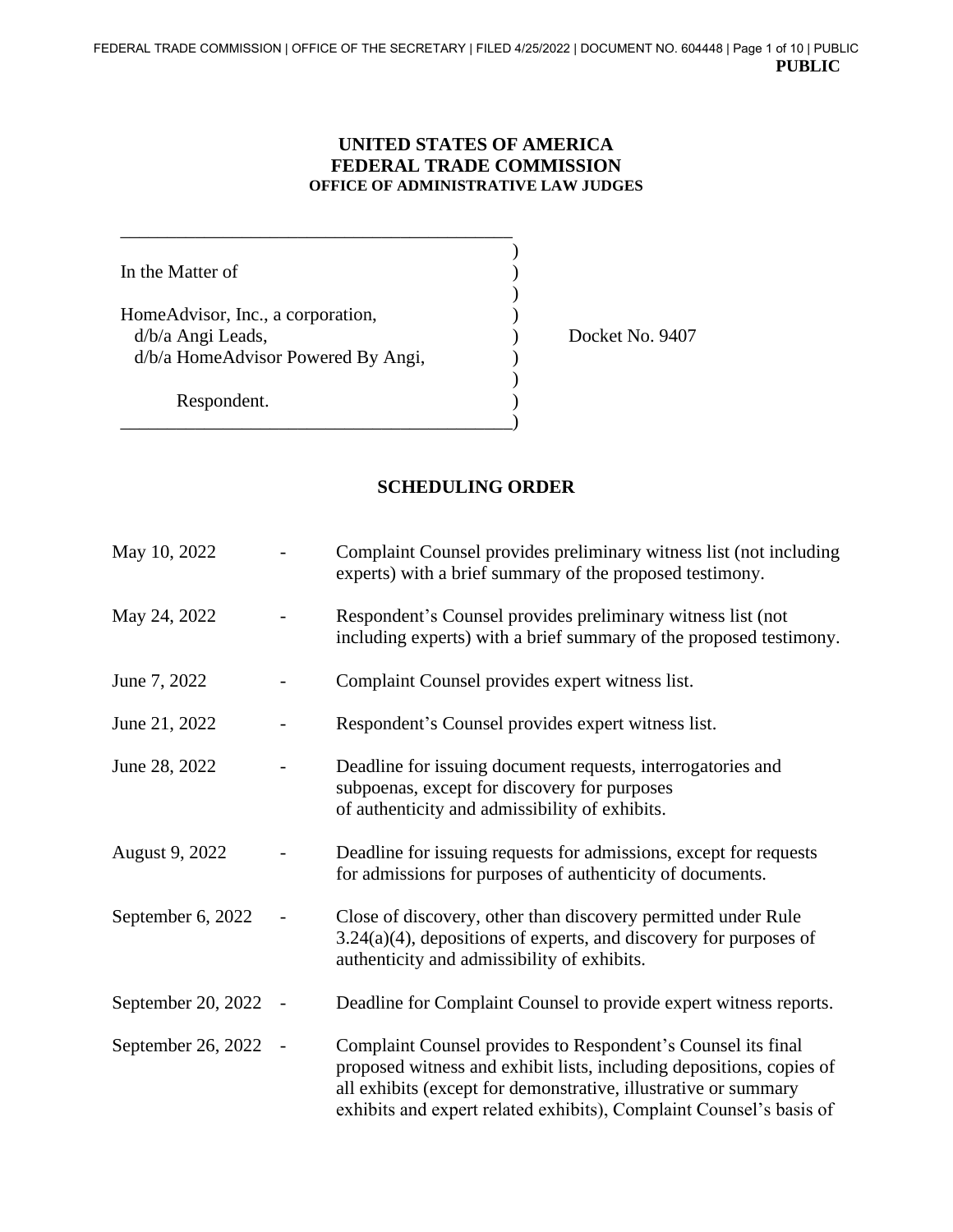PUBLIC

**UNITED STATES OF AMERICA**
**FEDERAL TRADE COMMISSION**
**OFFICE OF ADMINISTRATIVE LAW JUDGES**

In the Matter of

HomeAdvisor, Inc., a corporation,
d/b/a Angi Leads,
d/b/a HomeAdvisor Powered By Angi,

Respondent.

Docket No. 9407

## SCHEDULING ORDER

| | | |
|---|---|---|
| May 10, 2022 | - | Complaint Counsel provides preliminary witness list (not including experts) with a brief summary of the proposed testimony. |
| May 24, 2022 | - | Respondent's Counsel provides preliminary witness list (not including experts) with a brief summary of the proposed testimony. |
| June 7, 2022 | - | Complaint Counsel provides expert witness list. |
| June 21, 2022 | - | Respondent's Counsel provides expert witness list. |
| June 28, 2022 | - | Deadline for issuing document requests, interrogatories and subpoenas, except for discovery for purposes of authenticity and admissibility of exhibits. |
| August 9, 2022 | - | Deadline for issuing requests for admissions, except for requests for admissions for purposes of authenticity of documents. |
| September 6, 2022 | - | Close of discovery, other than discovery permitted under Rule 3.24(a)(4), depositions of experts, and discovery for purposes of authenticity and admissibility of exhibits. |
| September 20, 2022 | - | Deadline for Complaint Counsel to provide expert witness reports. |
| September 26, 2022 | - | Complaint Counsel provides to Respondent's Counsel its final proposed witness and exhibit lists, including depositions, copies of all exhibits (except for demonstrative, illustrative or summary exhibits and expert related exhibits), Complaint Counsel's basis of |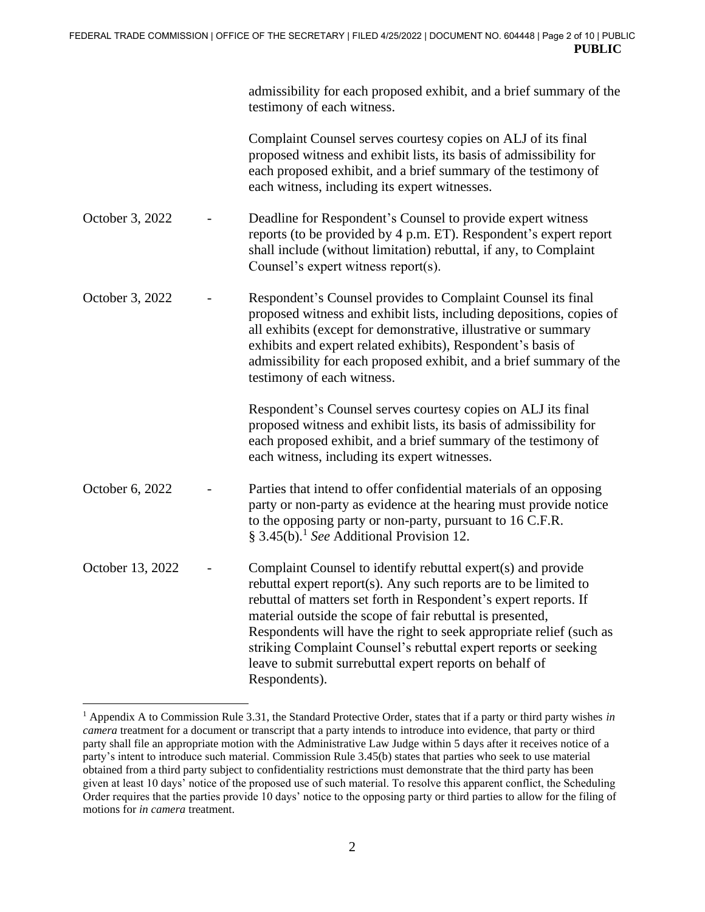admissibility for each proposed exhibit, and a brief summary of the testimony of each witness.

Complaint Counsel serves courtesy copies on ALJ of its final proposed witness and exhibit lists, its basis of admissibility for each proposed exhibit, and a brief summary of the testimony of each witness, including its expert witnesses.

October 3, 2022 - Deadline for Respondent's Counsel to provide expert witness reports (to be provided by 4 p.m. ET). Respondent's expert report shall include (without limitation) rebuttal, if any, to Complaint Counsel's expert witness report(s).

October 3, 2022 - Respondent's Counsel provides to Complaint Counsel its final proposed witness and exhibit lists, including depositions, copies of all exhibits (except for demonstrative, illustrative or summary exhibits and expert related exhibits), Respondent's basis of admissibility for each proposed exhibit, and a brief summary of the testimony of each witness.

Respondent's Counsel serves courtesy copies on ALJ its final proposed witness and exhibit lists, its basis of admissibility for each proposed exhibit, and a brief summary of the testimony of each witness, including its expert witnesses.

October 6, 2022 - Parties that intend to offer confidential materials of an opposing party or non-party as evidence at the hearing must provide notice to the opposing party or non-party, pursuant to 16 C.F.R. § 3.45(b).[1] *See* Additional Provision 12.

October 13, 2022 - Complaint Counsel to identify rebuttal expert(s) and provide rebuttal expert report(s). Any such reports are to be limited to rebuttal of matters set forth in Respondent's expert reports. If material outside the scope of fair rebuttal is presented, Respondents will have the right to seek appropriate relief (such as striking Complaint Counsel's rebuttal expert reports or seeking leave to submit surrebuttal expert reports on behalf of Respondents).

---

[1] Appendix A to Commission Rule 3.31, the Standard Protective Order, states that if a party or third party wishes *in camera* treatment for a document or transcript that a party intends to introduce into evidence, that party or third party shall file an appropriate motion with the Administrative Law Judge within 5 days after it receives notice of a party's intent to introduce such material. Commission Rule 3.45(b) states that parties who seek to use material obtained from a third party subject to confidentiality restrictions must demonstrate that the third party has been given at least 10 days' notice of the proposed use of such material. To resolve this apparent conflict, the Scheduling Order requires that the parties provide 10 days' notice to the opposing party or third parties to allow for the filing of motions for *in camera* treatment.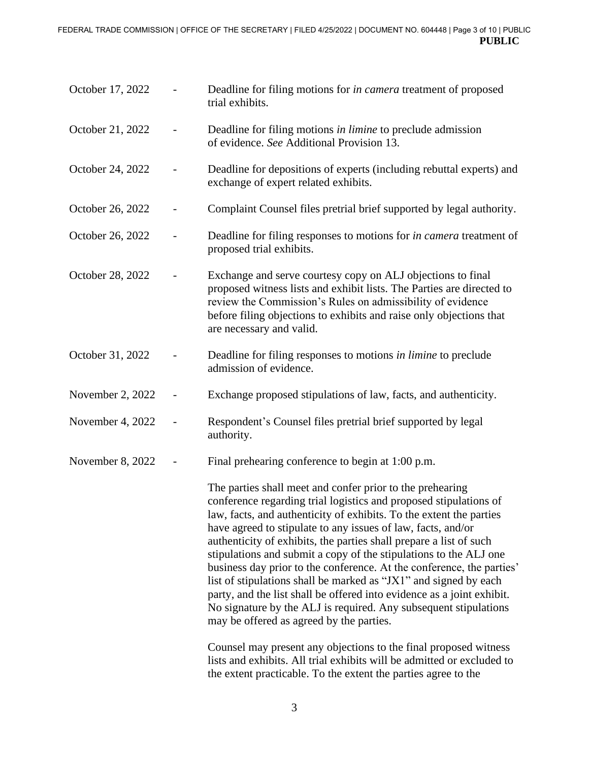PUBLIC

| | | |
|---|---|---|
| October 17, 2022 | - | Deadline for filing motions for *in camera* treatment of proposed trial exhibits. |
| October 21, 2022 | - | Deadline for filing motions *in limine* to preclude admission of evidence. *See* Additional Provision 13. |
| October 24, 2022 | - | Deadline for depositions of experts (including rebuttal experts) and exchange of expert related exhibits. |
| October 26, 2022 | - | Complaint Counsel files pretrial brief supported by legal authority. |
| October 26, 2022 | - | Deadline for filing responses to motions for *in camera* treatment of proposed trial exhibits. |
| October 28, 2022 | - | Exchange and serve courtesy copy on ALJ objections to final proposed witness lists and exhibit lists. The Parties are directed to review the Commission's Rules on admissibility of evidence before filing objections to exhibits and raise only objections that are necessary and valid. |
| October 31, 2022 | - | Deadline for filing responses to motions *in limine* to preclude admission of evidence. |
| November 2, 2022 | - | Exchange proposed stipulations of law, facts, and authenticity. |
| November 4, 2022 | - | Respondent's Counsel files pretrial brief supported by legal authority. |
| November 8, 2022 | - | Final prehearing conference to begin at 1:00 p.m. |

The parties shall meet and confer prior to the prehearing conference regarding trial logistics and proposed stipulations of law, facts, and authenticity of exhibits. To the extent the parties have agreed to stipulate to any issues of law, facts, and/or authenticity of exhibits, the parties shall prepare a list of such stipulations and submit a copy of the stipulations to the ALJ one business day prior to the conference. At the conference, the parties' list of stipulations shall be marked as "JX1" and signed by each party, and the list shall be offered into evidence as a joint exhibit. No signature by the ALJ is required. Any subsequent stipulations may be offered as agreed by the parties.

Counsel may present any objections to the final proposed witness lists and exhibits. All trial exhibits will be admitted or excluded to the extent practicable. To the extent the parties agree to the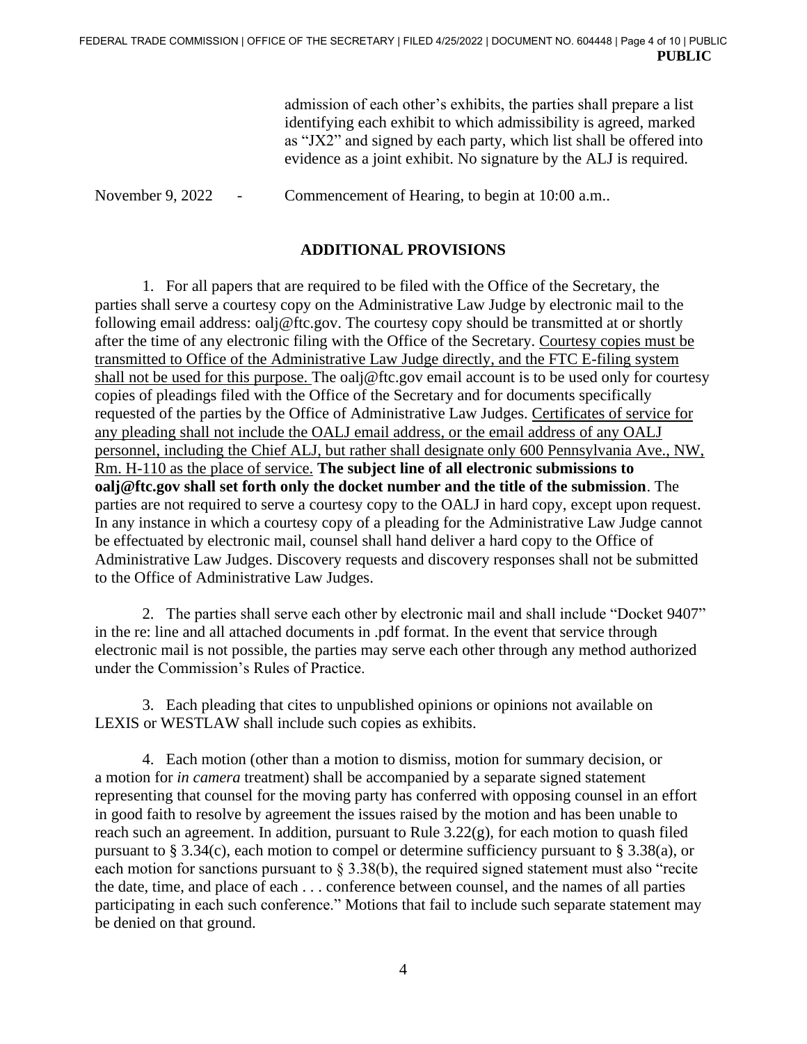admission of each other's exhibits, the parties shall prepare a list identifying each exhibit to which admissibility is agreed, marked as "JX2" and signed by each party, which list shall be offered into evidence as a joint exhibit. No signature by the ALJ is required.

November 9, 2022 - Commencement of Hearing, to begin at 10:00 a.m..

## ADDITIONAL PROVISIONS

1. For all papers that are required to be filed with the Office of the Secretary, the parties shall serve a courtesy copy on the Administrative Law Judge by electronic mail to the following email address: oalj@ftc.gov. The courtesy copy should be transmitted at or shortly after the time of any electronic filing with the Office of the Secretary. Courtesy copies must be transmitted to Office of the Administrative Law Judge directly, and the FTC E-filing system shall not be used for this purpose. The oalj@ftc.gov email account is to be used only for courtesy copies of pleadings filed with the Office of the Secretary and for documents specifically requested of the parties by the Office of Administrative Law Judges. Certificates of service for any pleading shall not include the OALJ email address, or the email address of any OALJ personnel, including the Chief ALJ, but rather shall designate only 600 Pennsylvania Ave., NW, Rm. H-110 as the place of service. **The subject line of all electronic submissions to oalj@ftc.gov shall set forth only the docket number and the title of the submission**. The parties are not required to serve a courtesy copy to the OALJ in hard copy, except upon request. In any instance in which a courtesy copy of a pleading for the Administrative Law Judge cannot be effectuated by electronic mail, counsel shall hand deliver a hard copy to the Office of Administrative Law Judges. Discovery requests and discovery responses shall not be submitted to the Office of Administrative Law Judges.

2. The parties shall serve each other by electronic mail and shall include "Docket 9407" in the re: line and all attached documents in .pdf format. In the event that service through electronic mail is not possible, the parties may serve each other through any method authorized under the Commission's Rules of Practice.

3. Each pleading that cites to unpublished opinions or opinions not available on LEXIS or WESTLAW shall include such copies as exhibits.

4. Each motion (other than a motion to dismiss, motion for summary decision, or a motion for *in camera* treatment) shall be accompanied by a separate signed statement representing that counsel for the moving party has conferred with opposing counsel in an effort in good faith to resolve by agreement the issues raised by the motion and has been unable to reach such an agreement. In addition, pursuant to Rule 3.22(g), for each motion to quash filed pursuant to § 3.34(c), each motion to compel or determine sufficiency pursuant to § 3.38(a), or each motion for sanctions pursuant to § 3.38(b), the required signed statement must also "recite the date, time, and place of each . . . conference between counsel, and the names of all parties participating in each such conference." Motions that fail to include such separate statement may be denied on that ground.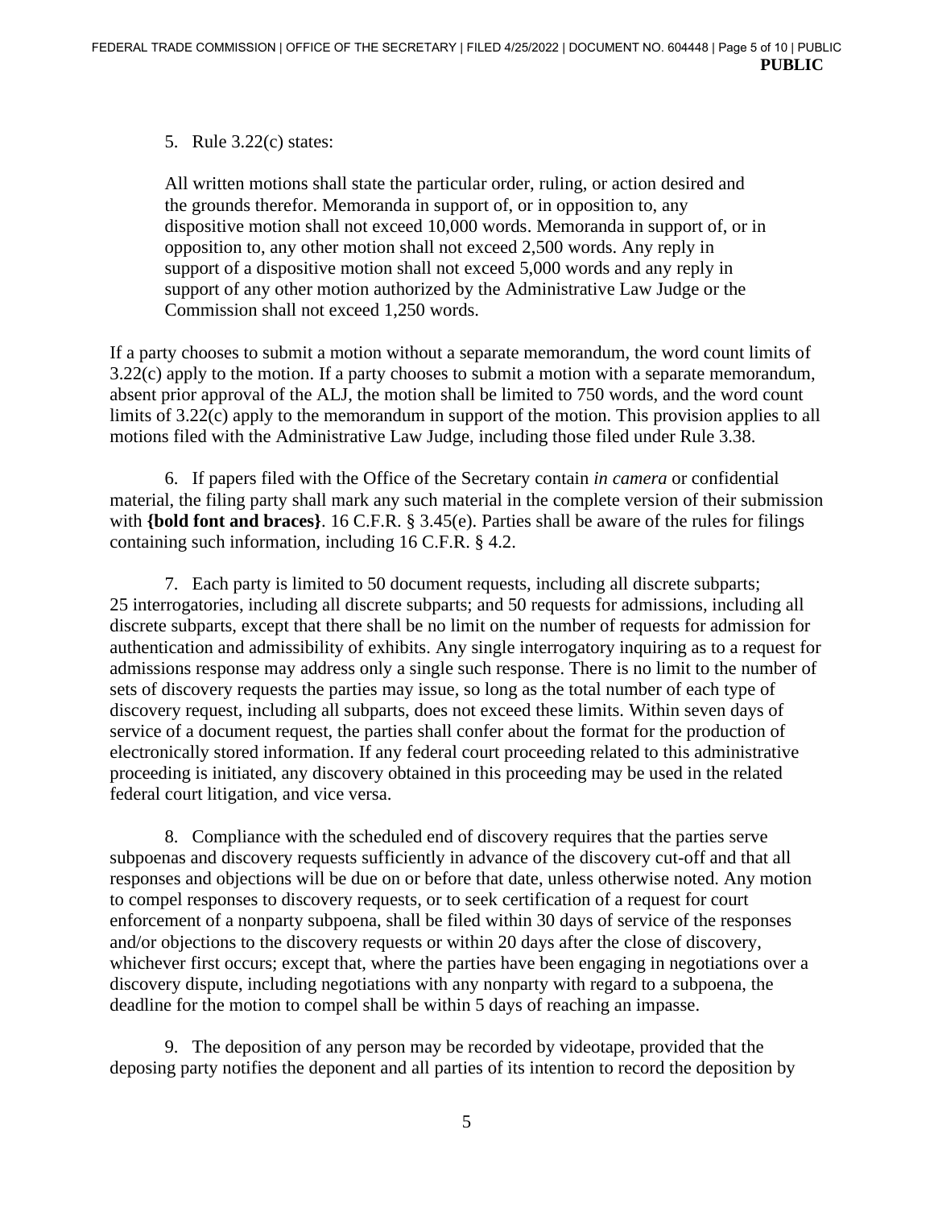5. Rule 3.22(c) states:

> All written motions shall state the particular order, ruling, or action desired and the grounds therefor. Memoranda in support of, or in opposition to, any dispositive motion shall not exceed 10,000 words. Memoranda in support of, or in opposition to, any other motion shall not exceed 2,500 words. Any reply in support of a dispositive motion shall not exceed 5,000 words and any reply in support of any other motion authorized by the Administrative Law Judge or the Commission shall not exceed 1,250 words.

If a party chooses to submit a motion without a separate memorandum, the word count limits of 3.22(c) apply to the motion. If a party chooses to submit a motion with a separate memorandum, absent prior approval of the ALJ, the motion shall be limited to 750 words, and the word count limits of 3.22(c) apply to the memorandum in support of the motion. This provision applies to all motions filed with the Administrative Law Judge, including those filed under Rule 3.38.

6. If papers filed with the Office of the Secretary contain *in camera* or confidential material, the filing party shall mark any such material in the complete version of their submission with **{bold font and braces}**. 16 C.F.R. § 3.45(e). Parties shall be aware of the rules for filings containing such information, including 16 C.F.R. § 4.2.

7. Each party is limited to 50 document requests, including all discrete subparts; 25 interrogatories, including all discrete subparts; and 50 requests for admissions, including all discrete subparts, except that there shall be no limit on the number of requests for admission for authentication and admissibility of exhibits. Any single interrogatory inquiring as to a request for admissions response may address only a single such response. There is no limit to the number of sets of discovery requests the parties may issue, so long as the total number of each type of discovery request, including all subparts, does not exceed these limits. Within seven days of service of a document request, the parties shall confer about the format for the production of electronically stored information. If any federal court proceeding related to this administrative proceeding is initiated, any discovery obtained in this proceeding may be used in the related federal court litigation, and vice versa.

8. Compliance with the scheduled end of discovery requires that the parties serve subpoenas and discovery requests sufficiently in advance of the discovery cut-off and that all responses and objections will be due on or before that date, unless otherwise noted. Any motion to compel responses to discovery requests, or to seek certification of a request for court enforcement of a nonparty subpoena, shall be filed within 30 days of service of the responses and/or objections to the discovery requests or within 20 days after the close of discovery, whichever first occurs; except that, where the parties have been engaging in negotiations over a discovery dispute, including negotiations with any nonparty with regard to a subpoena, the deadline for the motion to compel shall be within 5 days of reaching an impasse.

9. The deposition of any person may be recorded by videotape, provided that the deposing party notifies the deponent and all parties of its intention to record the deposition by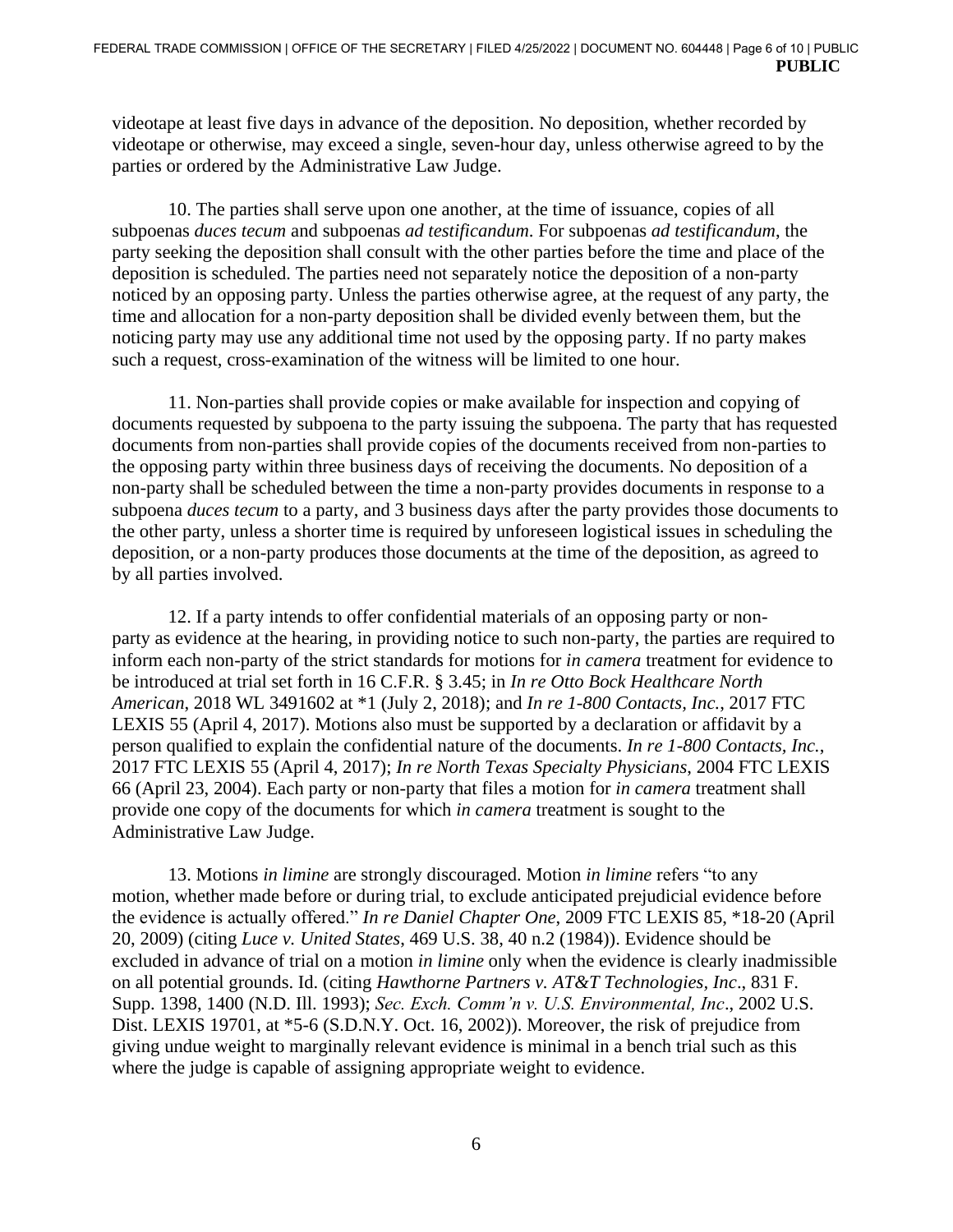videotape at least five days in advance of the deposition. No deposition, whether recorded by videotape or otherwise, may exceed a single, seven-hour day, unless otherwise agreed to by the parties or ordered by the Administrative Law Judge.

10. The parties shall serve upon one another, at the time of issuance, copies of all subpoenas *duces tecum* and subpoenas *ad testificandum*. For subpoenas *ad testificandum*, the party seeking the deposition shall consult with the other parties before the time and place of the deposition is scheduled. The parties need not separately notice the deposition of a non-party noticed by an opposing party. Unless the parties otherwise agree, at the request of any party, the time and allocation for a non-party deposition shall be divided evenly between them, but the noticing party may use any additional time not used by the opposing party. If no party makes such a request, cross-examination of the witness will be limited to one hour.

11. Non-parties shall provide copies or make available for inspection and copying of documents requested by subpoena to the party issuing the subpoena. The party that has requested documents from non-parties shall provide copies of the documents received from non-parties to the opposing party within three business days of receiving the documents. No deposition of a non-party shall be scheduled between the time a non-party provides documents in response to a subpoena *duces tecum* to a party, and 3 business days after the party provides those documents to the other party, unless a shorter time is required by unforeseen logistical issues in scheduling the deposition, or a non-party produces those documents at the time of the deposition, as agreed to by all parties involved.

12. If a party intends to offer confidential materials of an opposing party or non-party as evidence at the hearing, in providing notice to such non-party, the parties are required to inform each non-party of the strict standards for motions for *in camera* treatment for evidence to be introduced at trial set forth in 16 C.F.R. § 3.45; in *In re Otto Bock Healthcare North American*, 2018 WL 3491602 at *1 (July 2, 2018); and *In re 1-800 Contacts, Inc.*, 2017 FTC LEXIS 55 (April 4, 2017). Motions also must be supported by a declaration or affidavit by a person qualified to explain the confidential nature of the documents. *In re 1-800 Contacts, Inc.*, 2017 FTC LEXIS 55 (April 4, 2017); *In re North Texas Specialty Physicians*, 2004 FTC LEXIS 66 (April 23, 2004). Each party or non-party that files a motion for *in camera* treatment shall provide one copy of the documents for which *in camera* treatment is sought to the Administrative Law Judge.

13. Motions *in limine* are strongly discouraged. Motion *in limine* refers "to any motion, whether made before or during trial, to exclude anticipated prejudicial evidence before the evidence is actually offered." *In re Daniel Chapter One*, 2009 FTC LEXIS 85, *18-20 (April 20, 2009) (citing *Luce v. United States*, 469 U.S. 38, 40 n.2 (1984)). Evidence should be excluded in advance of trial on a motion *in limine* only when the evidence is clearly inadmissible on all potential grounds. Id. (citing *Hawthorne Partners v. AT&T Technologies, Inc*., 831 F. Supp. 1398, 1400 (N.D. Ill. 1993); *Sec. Exch. Comm'n v. U.S. Environmental, Inc*., 2002 U.S. Dist. LEXIS 19701, at *5-6 (S.D.N.Y. Oct. 16, 2002)). Moreover, the risk of prejudice from giving undue weight to marginally relevant evidence is minimal in a bench trial such as this where the judge is capable of assigning appropriate weight to evidence.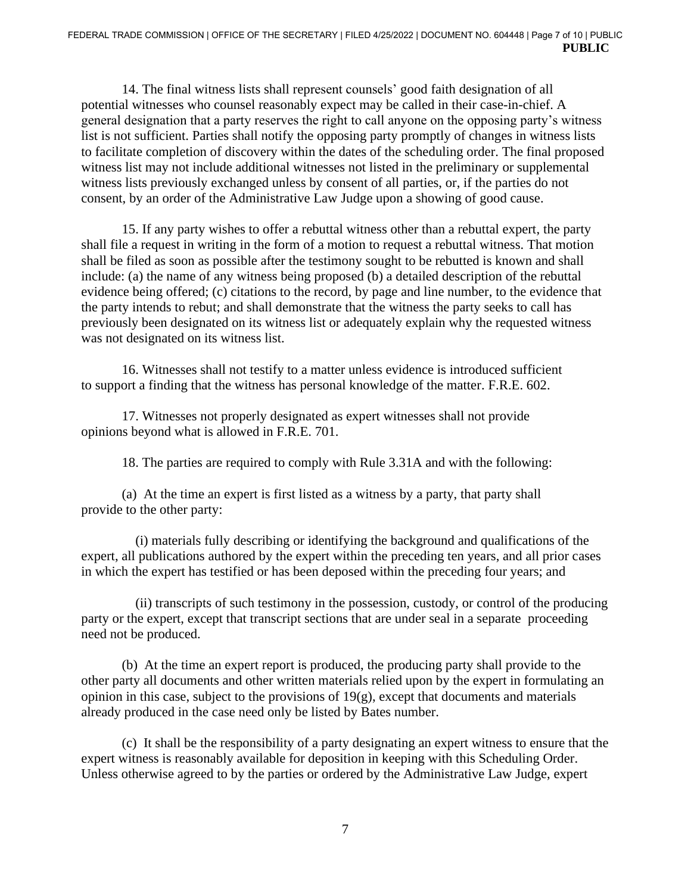14. The final witness lists shall represent counsels' good faith designation of all potential witnesses who counsel reasonably expect may be called in their case-in-chief. A general designation that a party reserves the right to call anyone on the opposing party's witness list is not sufficient. Parties shall notify the opposing party promptly of changes in witness lists to facilitate completion of discovery within the dates of the scheduling order. The final proposed witness list may not include additional witnesses not listed in the preliminary or supplemental witness lists previously exchanged unless by consent of all parties, or, if the parties do not consent, by an order of the Administrative Law Judge upon a showing of good cause.

15. If any party wishes to offer a rebuttal witness other than a rebuttal expert, the party shall file a request in writing in the form of a motion to request a rebuttal witness. That motion shall be filed as soon as possible after the testimony sought to be rebutted is known and shall include: (a) the name of any witness being proposed (b) a detailed description of the rebuttal evidence being offered; (c) citations to the record, by page and line number, to the evidence that the party intends to rebut; and shall demonstrate that the witness the party seeks to call has previously been designated on its witness list or adequately explain why the requested witness was not designated on its witness list.

16. Witnesses shall not testify to a matter unless evidence is introduced sufficient to support a finding that the witness has personal knowledge of the matter. F.R.E. 602.

17. Witnesses not properly designated as expert witnesses shall not provide opinions beyond what is allowed in F.R.E. 701.

18. The parties are required to comply with Rule 3.31A and with the following:

(a) At the time an expert is first listed as a witness by a party, that party shall provide to the other party:

(i) materials fully describing or identifying the background and qualifications of the expert, all publications authored by the expert within the preceding ten years, and all prior cases in which the expert has testified or has been deposed within the preceding four years; and

(ii) transcripts of such testimony in the possession, custody, or control of the producing party or the expert, except that transcript sections that are under seal in a separate proceeding need not be produced.

(b) At the time an expert report is produced, the producing party shall provide to the other party all documents and other written materials relied upon by the expert in formulating an opinion in this case, subject to the provisions of 19(g), except that documents and materials already produced in the case need only be listed by Bates number.

(c) It shall be the responsibility of a party designating an expert witness to ensure that the expert witness is reasonably available for deposition in keeping with this Scheduling Order. Unless otherwise agreed to by the parties or ordered by the Administrative Law Judge, expert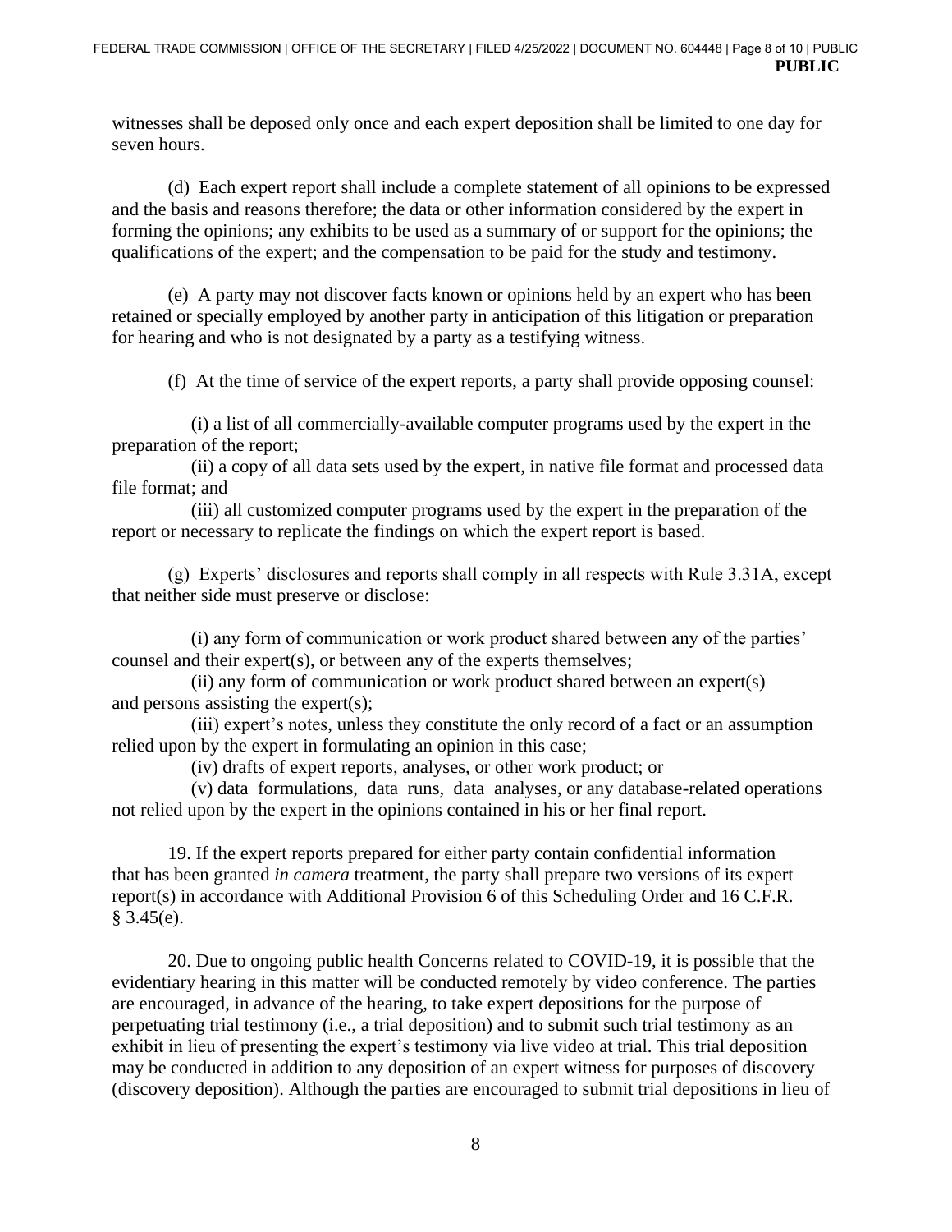witnesses shall be deposed only once and each expert deposition shall be limited to one day for seven hours.

(d) Each expert report shall include a complete statement of all opinions to be expressed and the basis and reasons therefore; the data or other information considered by the expert in forming the opinions; any exhibits to be used as a summary of or support for the opinions; the qualifications of the expert; and the compensation to be paid for the study and testimony.

(e) A party may not discover facts known or opinions held by an expert who has been retained or specially employed by another party in anticipation of this litigation or preparation for hearing and who is not designated by a party as a testifying witness.

(f) At the time of service of the expert reports, a party shall provide opposing counsel:

(i) a list of all commercially-available computer programs used by the expert in the preparation of the report;

(ii) a copy of all data sets used by the expert, in native file format and processed data file format; and

(iii) all customized computer programs used by the expert in the preparation of the report or necessary to replicate the findings on which the expert report is based.

(g) Experts' disclosures and reports shall comply in all respects with Rule 3.31A, except that neither side must preserve or disclose:

(i) any form of communication or work product shared between any of the parties' counsel and their expert(s), or between any of the experts themselves;

(ii) any form of communication or work product shared between an expert(s) and persons assisting the expert(s);

(iii) expert's notes, unless they constitute the only record of a fact or an assumption relied upon by the expert in formulating an opinion in this case;

(iv) drafts of expert reports, analyses, or other work product; or

(v) data formulations, data runs, data analyses, or any database-related operations not relied upon by the expert in the opinions contained in his or her final report.

19. If the expert reports prepared for either party contain confidential information that has been granted *in camera* treatment, the party shall prepare two versions of its expert report(s) in accordance with Additional Provision 6 of this Scheduling Order and 16 C.F.R. § 3.45(e).

20. Due to ongoing public health Concerns related to COVID-19, it is possible that the evidentiary hearing in this matter will be conducted remotely by video conference. The parties are encouraged, in advance of the hearing, to take expert depositions for the purpose of perpetuating trial testimony (i.e., a trial deposition) and to submit such trial testimony as an exhibit in lieu of presenting the expert's testimony via live video at trial. This trial deposition may be conducted in addition to any deposition of an expert witness for purposes of discovery (discovery deposition). Although the parties are encouraged to submit trial depositions in lieu of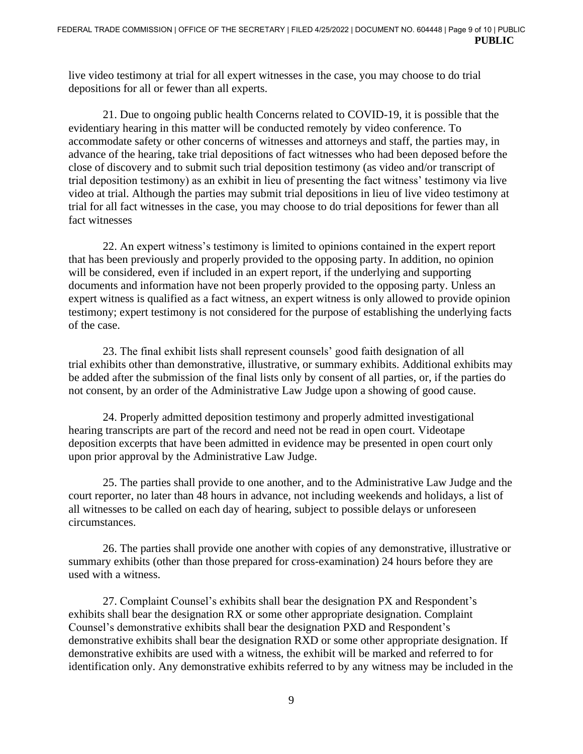live video testimony at trial for all expert witnesses in the case, you may choose to do trial depositions for all or fewer than all experts.

21. Due to ongoing public health Concerns related to COVID-19, it is possible that the evidentiary hearing in this matter will be conducted remotely by video conference. To accommodate safety or other concerns of witnesses and attorneys and staff, the parties may, in advance of the hearing, take trial depositions of fact witnesses who had been deposed before the close of discovery and to submit such trial deposition testimony (as video and/or transcript of trial deposition testimony) as an exhibit in lieu of presenting the fact witness' testimony via live video at trial. Although the parties may submit trial depositions in lieu of live video testimony at trial for all fact witnesses in the case, you may choose to do trial depositions for fewer than all fact witnesses

22. An expert witness's testimony is limited to opinions contained in the expert report that has been previously and properly provided to the opposing party. In addition, no opinion will be considered, even if included in an expert report, if the underlying and supporting documents and information have not been properly provided to the opposing party. Unless an expert witness is qualified as a fact witness, an expert witness is only allowed to provide opinion testimony; expert testimony is not considered for the purpose of establishing the underlying facts of the case.

23. The final exhibit lists shall represent counsels' good faith designation of all trial exhibits other than demonstrative, illustrative, or summary exhibits. Additional exhibits may be added after the submission of the final lists only by consent of all parties, or, if the parties do not consent, by an order of the Administrative Law Judge upon a showing of good cause.

24. Properly admitted deposition testimony and properly admitted investigational hearing transcripts are part of the record and need not be read in open court. Videotape deposition excerpts that have been admitted in evidence may be presented in open court only upon prior approval by the Administrative Law Judge.

25. The parties shall provide to one another, and to the Administrative Law Judge and the court reporter, no later than 48 hours in advance, not including weekends and holidays, a list of all witnesses to be called on each day of hearing, subject to possible delays or unforeseen circumstances.

26. The parties shall provide one another with copies of any demonstrative, illustrative or summary exhibits (other than those prepared for cross-examination) 24 hours before they are used with a witness.

27. Complaint Counsel's exhibits shall bear the designation PX and Respondent's exhibits shall bear the designation RX or some other appropriate designation. Complaint Counsel's demonstrative exhibits shall bear the designation PXD and Respondent's demonstrative exhibits shall bear the designation RXD or some other appropriate designation. If demonstrative exhibits are used with a witness, the exhibit will be marked and referred to for identification only. Any demonstrative exhibits referred to by any witness may be included in the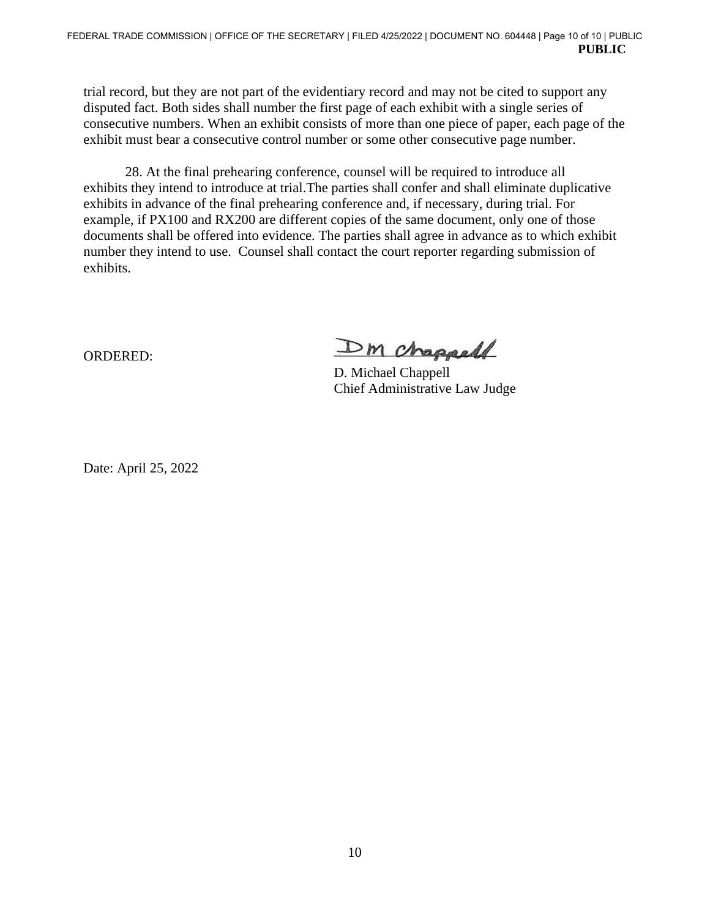**PUBLIC**

trial record, but they are not part of the evidentiary record and may not be cited to support any disputed fact. Both sides shall number the first page of each exhibit with a single series of consecutive numbers. When an exhibit consists of more than one piece of paper, each page of the exhibit must bear a consecutive control number or some other consecutive page number.

28. At the final prehearing conference, counsel will be required to introduce all exhibits they intend to introduce at trial.The parties shall confer and shall eliminate duplicative exhibits in advance of the final prehearing conference and, if necessary, during trial. For example, if PX100 and RX200 are different copies of the same document, only one of those documents shall be offered into evidence. The parties shall agree in advance as to which exhibit number they intend to use. Counsel shall contact the court reporter regarding submission of exhibits.

ORDERED:

DM Chappell
D. Michael Chappell
Chief Administrative Law Judge

Date: April 25, 2022